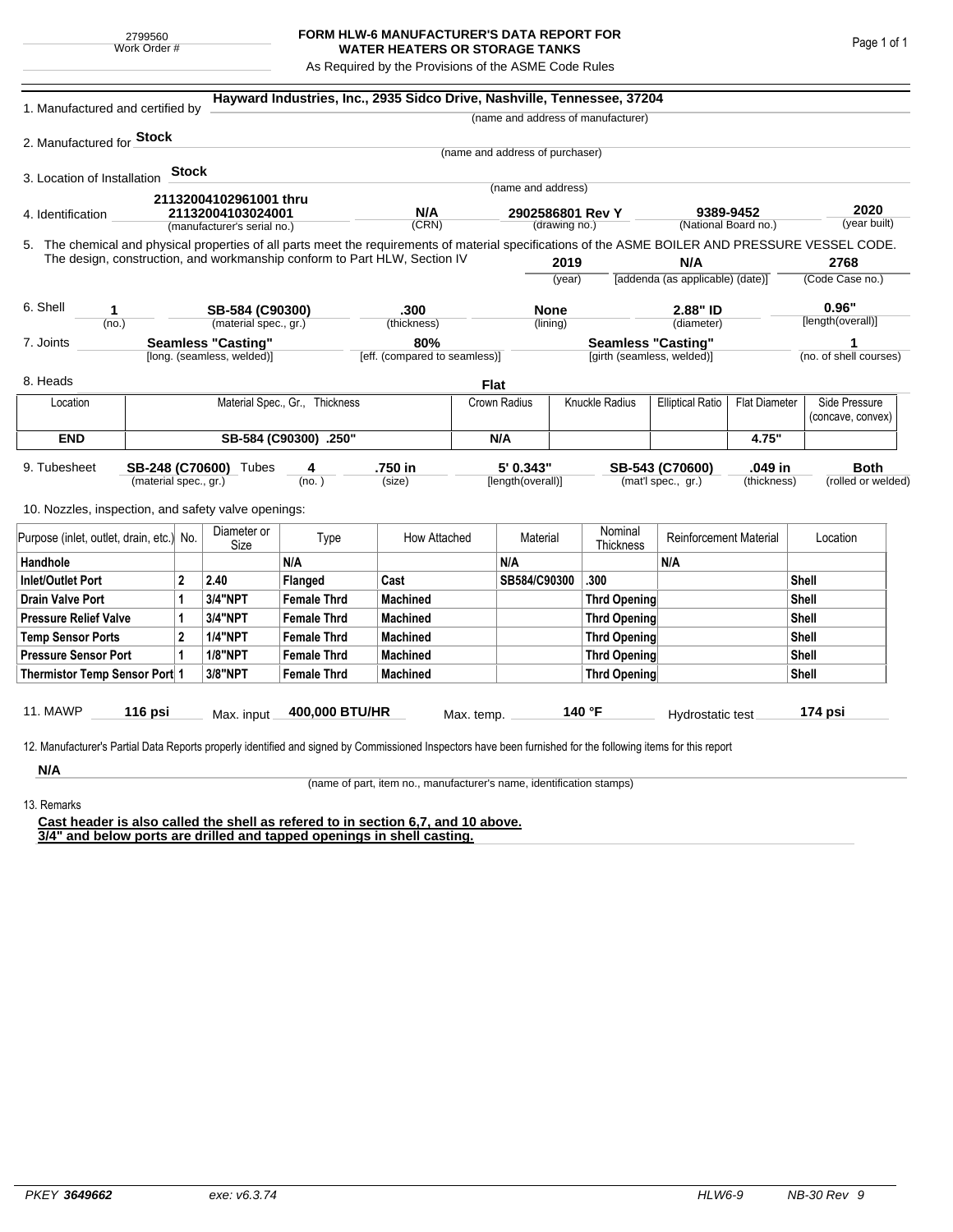2799560
Work Order #

# FORM HLW-6 MANUFACTURER'S DATA REPORT FOR WATER HEATERS OR STORAGE TANKS

As Required by the Provisions of the ASME Code Rules

1. Manufactured and certified by **Hayward Industries, Inc., 2935 Sidco Drive, Nashville, Tennessee, 37204**
(name and address of manufacturer)

2. Manufactured for **Stock**
(name and address of purchaser)

3. Location of Installation **Stock**
(name and address)

4. Identification **21132004102961001 thru 21132004103024001** (manufacturer's serial no.) — **N/A** (CRN) — **2902586801 Rev Y** (drawing no.) — **9389-9452** (National Board no.) — **2020** (year built)

5. The chemical and physical properties of all parts meet the requirements of material specifications of the ASME BOILER AND PRESSURE VESSEL CODE. The design, construction, and workmanship conform to Part HLW, Section IV **2019** (year) **N/A** [addenda (as applicable) (date)] **2768** (Code Case no.)

6. Shell **1** (no.) — **SB-584 (C90300)** (material spec., gr.) — **.300** (thickness) — **None** (lining) — **2.88" ID** (diameter) — **0.96"** [length(overall)]

7. Joints **Seamless "Casting"** [long. (seamless, welded)] — **80%** [eff. (compared to seamless)] — **Seamless "Casting"** [girth (seamless, welded)] — **1** (no. of shell courses)

8. Heads **Flat**

| Location | Material Spec., Gr., Thickness | Crown Radius | Knuckle Radius | Elliptical Ratio | Flat Diameter | Side Pressure (concave, convex) |
|---|---|---|---|---|---|---|
| **END** | **SB-584 (C90300) .250"** | **N/A** | | | **4.75"** | |

9. Tubesheet **SB-248 (C70600)** (material spec., gr.) Tubes **4** (no.) — **.750 in** (size) — **5' 0.343"** [length(overall)] — **SB-543 (C70600)** (mat'l spec., gr.) — **.049 in** (thickness) — **Both** (rolled or welded)

10. Nozzles, inspection, and safety valve openings:

| Purpose (inlet, outlet, drain, etc.) | No. | Diameter or Size | Type | How Attached | Material | Nominal Thickness | Reinforcement Material | Location |
|---|---|---|---|---|---|---|---|---|
| **Handhole** | | | **N/A** | | **N/A** | | **N/A** | |
| **Inlet/Outlet Port** | **2** | **2.40** | **Flanged** | **Cast** | **SB584/C90300** | **.300** | | **Shell** |
| **Drain Valve Port** | **1** | **3/4"NPT** | **Female Thrd** | **Machined** | | **Thrd Opening** | | **Shell** |
| **Pressure Relief Valve** | **1** | **3/4"NPT** | **Female Thrd** | **Machined** | | **Thrd Opening** | | **Shell** |
| **Temp Sensor Ports** | **2** | **1/4"NPT** | **Female Thrd** | **Machined** | | **Thrd Opening** | | **Shell** |
| **Pressure Sensor Port** | **1** | **1/8"NPT** | **Female Thrd** | **Machined** | | **Thrd Opening** | | **Shell** |
| **Thermistor Temp Sensor Port** | **1** | **3/8"NPT** | **Female Thrd** | **Machined** | | **Thrd Opening** | | **Shell** |

11. MAWP **116 psi** Max. input **400,000 BTU/HR** Max. temp. **140 °F** Hydrostatic test **174 psi**

12. Manufacturer's Partial Data Reports properly identified and signed by Commissioned Inspectors have been furnished for the following items for this report

**N/A**
(name of part, item no., manufacturer's name, identification stamps)

13. Remarks

**Cast header is also called the shell as refered to in section 6,7, and 10 above.**
**3/4" and below ports are drilled and tapped openings in shell casting.**

PKEY **3649662** exe: v6.3.74 HLW6-9 NB-30 Rev 9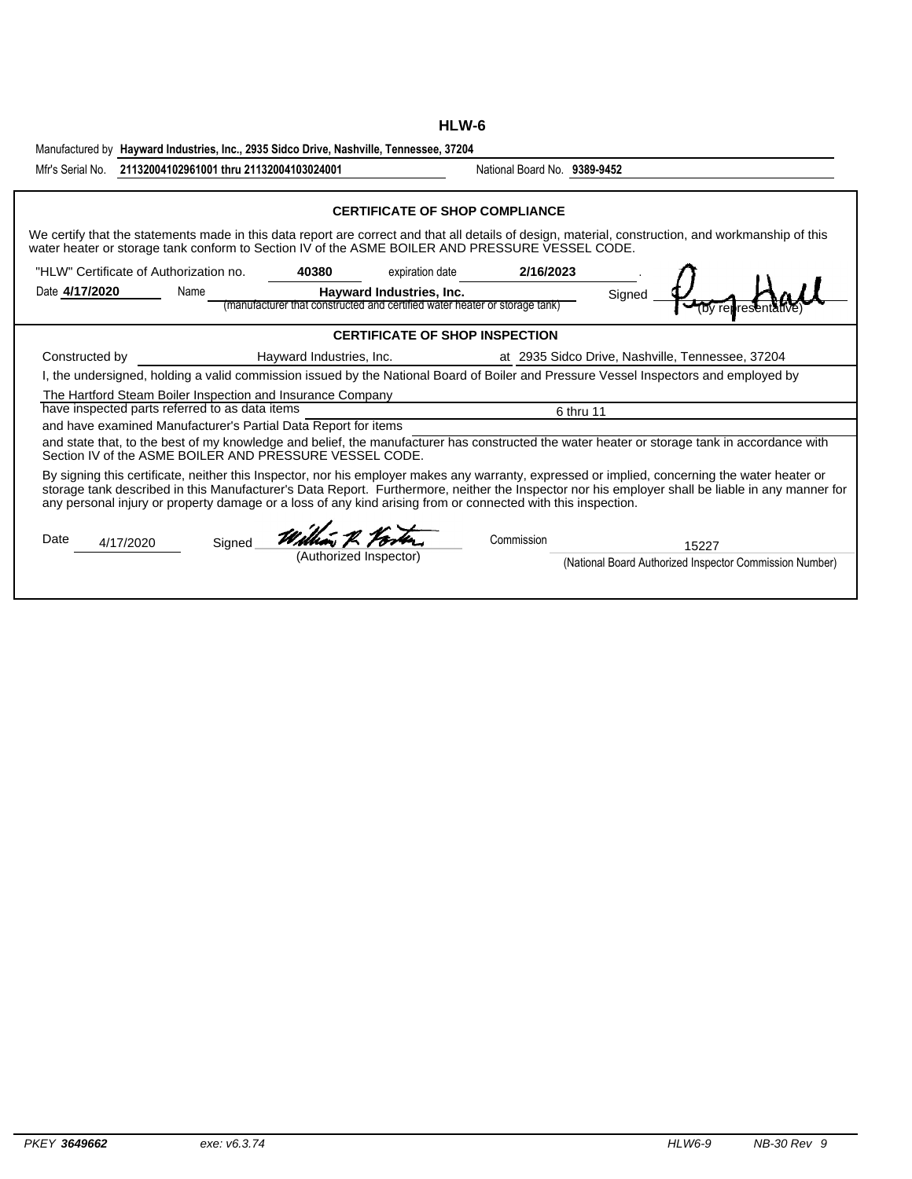# HLW-6

Manufactured by **Hayward Industries, Inc., 2935 Sidco Drive, Nashville, Tennessee, 37204**

Mfr's Serial No. **21132004102961001 thru 21132004103024001** National Board No. **9389-9452**

## CERTIFICATE OF SHOP COMPLIANCE

We certify that the statements made in this data report are correct and that all details of design, material, construction, and workmanship of this water heater or storage tank conform to Section IV of the ASME BOILER AND PRESSURE VESSEL CODE.

"HLW" Certificate of Authorization no. **40380** expiration date **2/16/2023** .

Date **4/17/2020** Name **Hayward Industries, Inc.** (manufacturer that constructed and certified water heater or storage tank) Signed (by representative)

## CERTIFICATE OF SHOP INSPECTION

Constructed by Hayward Industries, Inc. at 2935 Sidco Drive, Nashville, Tennessee, 37204

I, the undersigned, holding a valid commission issued by the National Board of Boiler and Pressure Vessel Inspectors and employed by The Hartford Steam Boiler Inspection and Insurance Company

have inspected parts referred to as data items 6 thru 11

and have examined Manufacturer's Partial Data Report for items

and state that, to the best of my knowledge and belief, the manufacturer has constructed the water heater or storage tank in accordance with Section IV of the ASME BOILER AND PRESSURE VESSEL CODE.

By signing this certificate, neither this Inspector, nor his employer makes any warranty, expressed or implied, concerning the water heater or storage tank described in this Manufacturer's Data Report. Furthermore, neither the Inspector nor his employer shall be liable in any manner for any personal injury or property damage or a loss of any kind arising from or connected with this inspection.

Date 4/17/2020 Signed (Authorized Inspector) Commission 15227 (National Board Authorized Inspector Commission Number)

PKEY **3649662** exe: v6.3.74 HLW6-9 NB-30 Rev 9